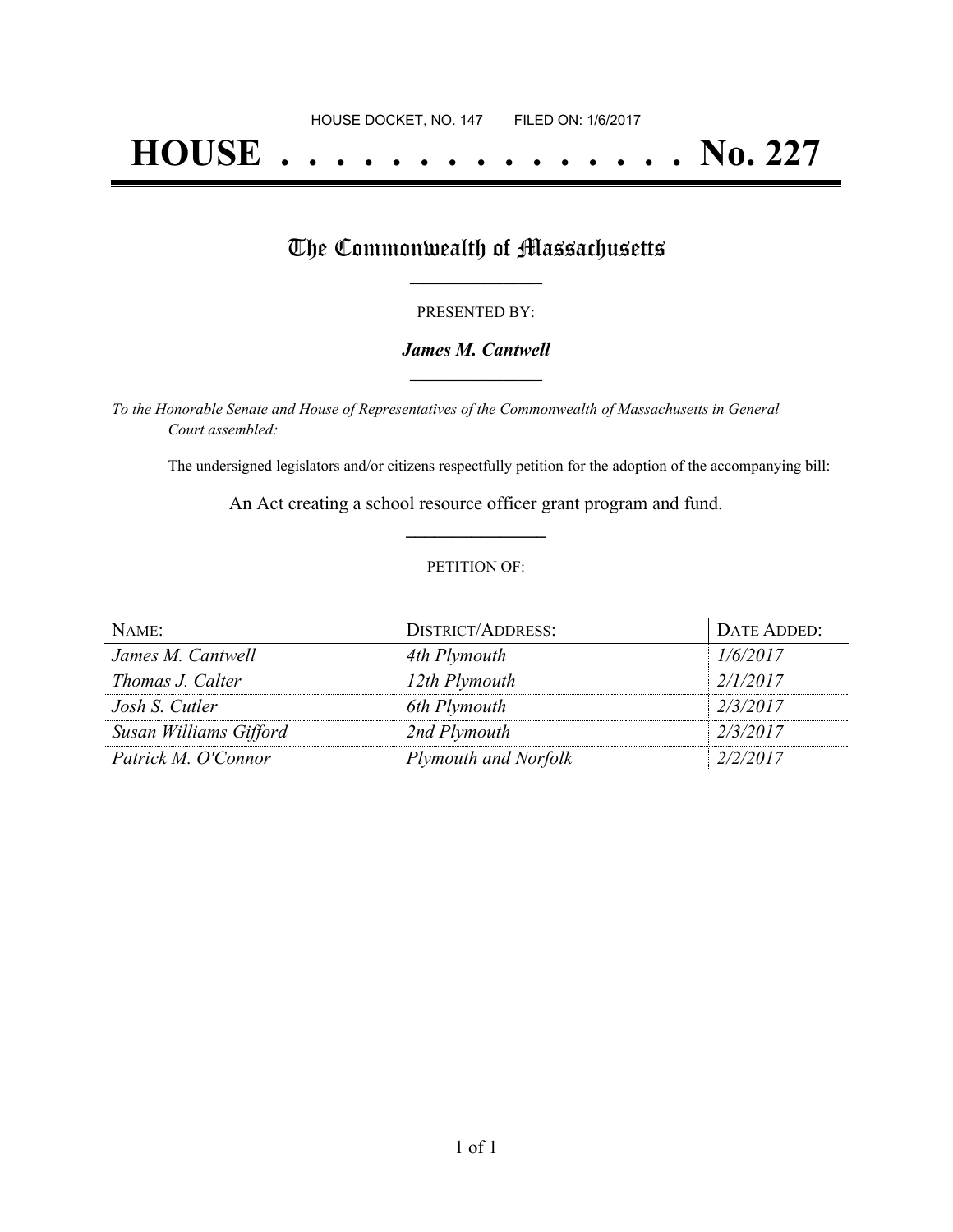HOUSE DOCKET, NO. 147 FILED ON: 1/6/2017

# HOUSE . . . . . . . . . . . . . . . No. 227

## The Commonwealth of Massachusetts

PRESENTED BY:

***James M. Cantwell***

*To the Honorable Senate and House of Representatives of the Commonwealth of Massachusetts in General Court assembled:*

The undersigned legislators and/or citizens respectfully petition for the adoption of the accompanying bill:

An Act creating a school resource officer grant program and fund.

PETITION OF:

| NAME: | DISTRICT/ADDRESS: | DATE ADDED: |
|---|---|---|
| *James M. Cantwell* | *4th Plymouth* | *1/6/2017* |
| *Thomas J. Calter* | *12th Plymouth* | *2/1/2017* |
| *Josh S. Cutler* | *6th Plymouth* | *2/3/2017* |
| *Susan Williams Gifford* | *2nd Plymouth* | *2/3/2017* |
| *Patrick M. O'Connor* | *Plymouth and Norfolk* | *2/2/2017* |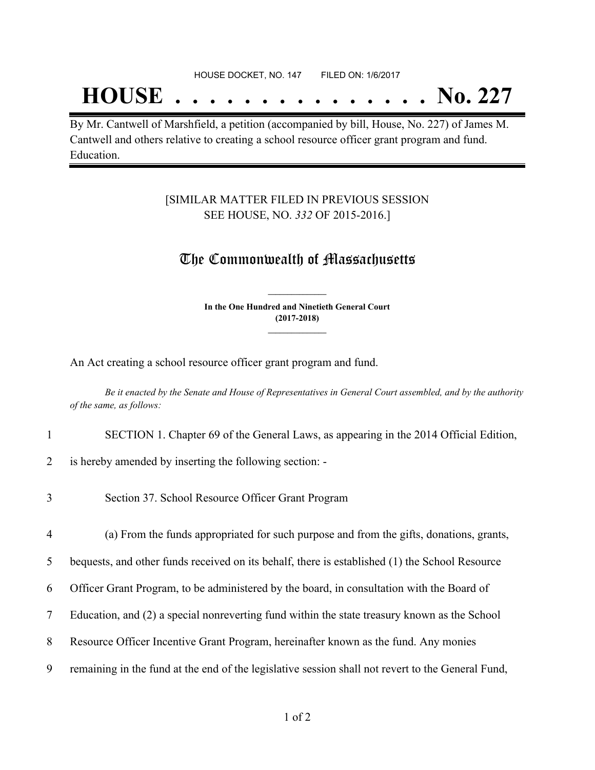HOUSE DOCKET, NO. 147 FILED ON: 1/6/2017

# HOUSE . . . . . . . . . . . . . . . No. 227

By Mr. Cantwell of Marshfield, a petition (accompanied by bill, House, No. 227) of James M. Cantwell and others relative to creating a school resource officer grant program and fund. Education.

[SIMILAR MATTER FILED IN PREVIOUS SESSION SEE HOUSE, NO. *332* OF 2015-2016.]

## The Commonwealth of Massachusetts

**In the One Hundred and Ninetieth General Court (2017-2018)**

An Act creating a school resource officer grant program and fund.

*Be it enacted by the Senate and House of Representatives in General Court assembled, and by the authority of the same, as follows:*

1 SECTION 1. Chapter 69 of the General Laws, as appearing in the 2014 Official Edition,
2 is hereby amended by inserting the following section: -

3 Section 37. School Resource Officer Grant Program

4 (a) From the funds appropriated for such purpose and from the gifts, donations, grants,
5 bequests, and other funds received on its behalf, there is established (1) the School Resource
6 Officer Grant Program, to be administered by the board, in consultation with the Board of
7 Education, and (2) a special nonreverting fund within the state treasury known as the School
8 Resource Officer Incentive Grant Program, hereinafter known as the fund. Any monies
9 remaining in the fund at the end of the legislative session shall not revert to the General Fund,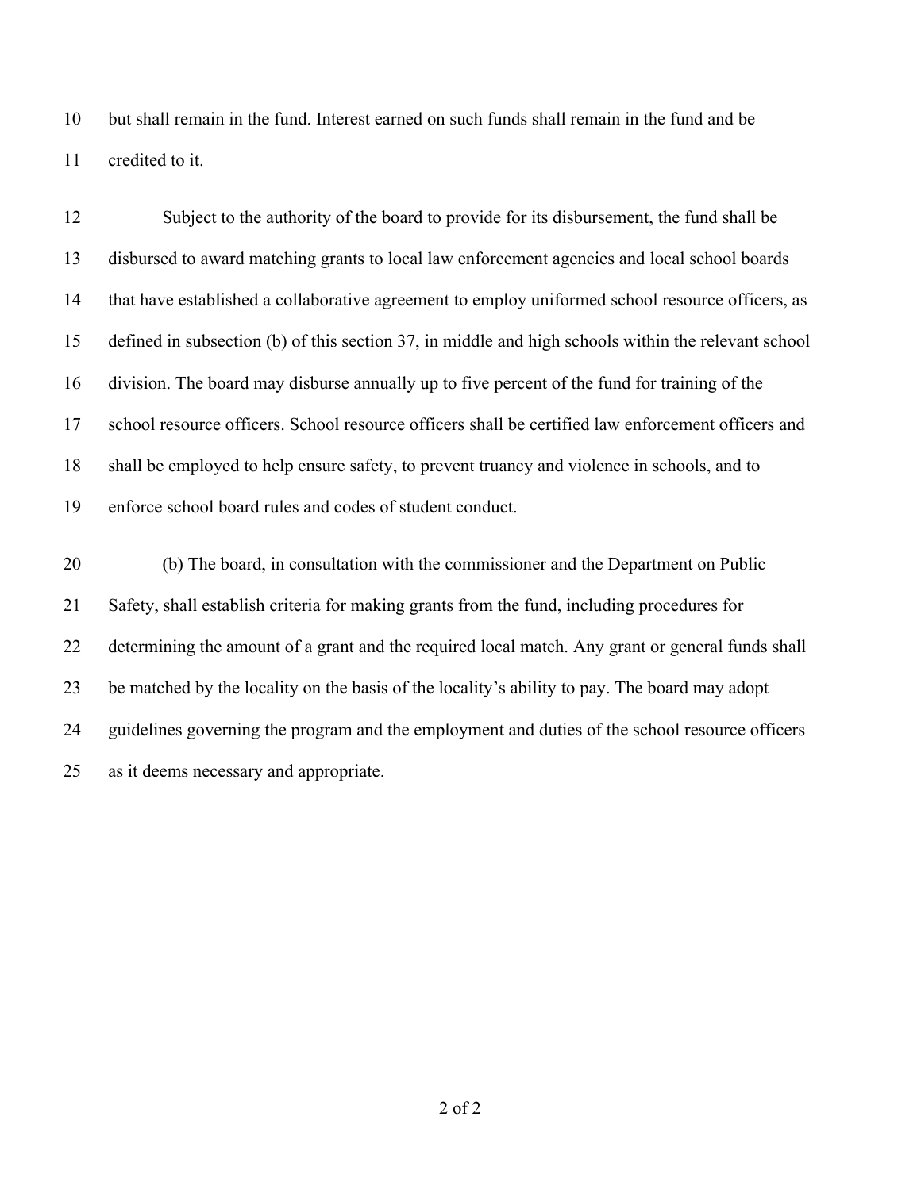but shall remain in the fund. Interest earned on such funds shall remain in the fund and be credited to it.

Subject to the authority of the board to provide for its disbursement, the fund shall be disbursed to award matching grants to local law enforcement agencies and local school boards that have established a collaborative agreement to employ uniformed school resource officers, as defined in subsection (b) of this section 37, in middle and high schools within the relevant school division. The board may disburse annually up to five percent of the fund for training of the school resource officers. School resource officers shall be certified law enforcement officers and shall be employed to help ensure safety, to prevent truancy and violence in schools, and to enforce school board rules and codes of student conduct.

(b) The board, in consultation with the commissioner and the Department on Public Safety, shall establish criteria for making grants from the fund, including procedures for determining the amount of a grant and the required local match. Any grant or general funds shall be matched by the locality on the basis of the locality's ability to pay. The board may adopt guidelines governing the program and the employment and duties of the school resource officers as it deems necessary and appropriate.